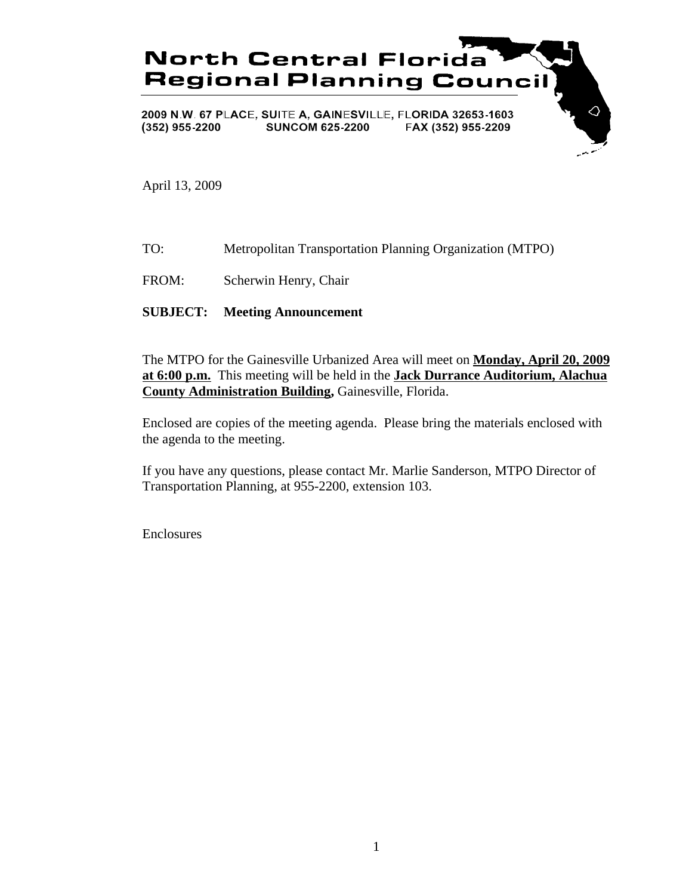# North Central Florida Regional Planning Council

2009 N.W. 67 PLACE, SUITE A, GAINESVILLE, FLORIDA 32653-1603
(352) 955-2200 SUNCOM 625-2200 FAX (352) 955-2209

April 13, 2009

TO: Metropolitan Transportation Planning Organization (MTPO)

FROM: Scherwin Henry, Chair

**SUBJECT: Meeting Announcement**

The MTPO for the Gainesville Urbanized Area will meet on **Monday, April 20, 2009 at 6:00 p.m.** This meeting will be held in the **Jack Durrance Auditorium, Alachua County Administration Building,** Gainesville, Florida.

Enclosed are copies of the meeting agenda. Please bring the materials enclosed with the agenda to the meeting.

If you have any questions, please contact Mr. Marlie Sanderson, MTPO Director of Transportation Planning, at 955-2200, extension 103.

Enclosures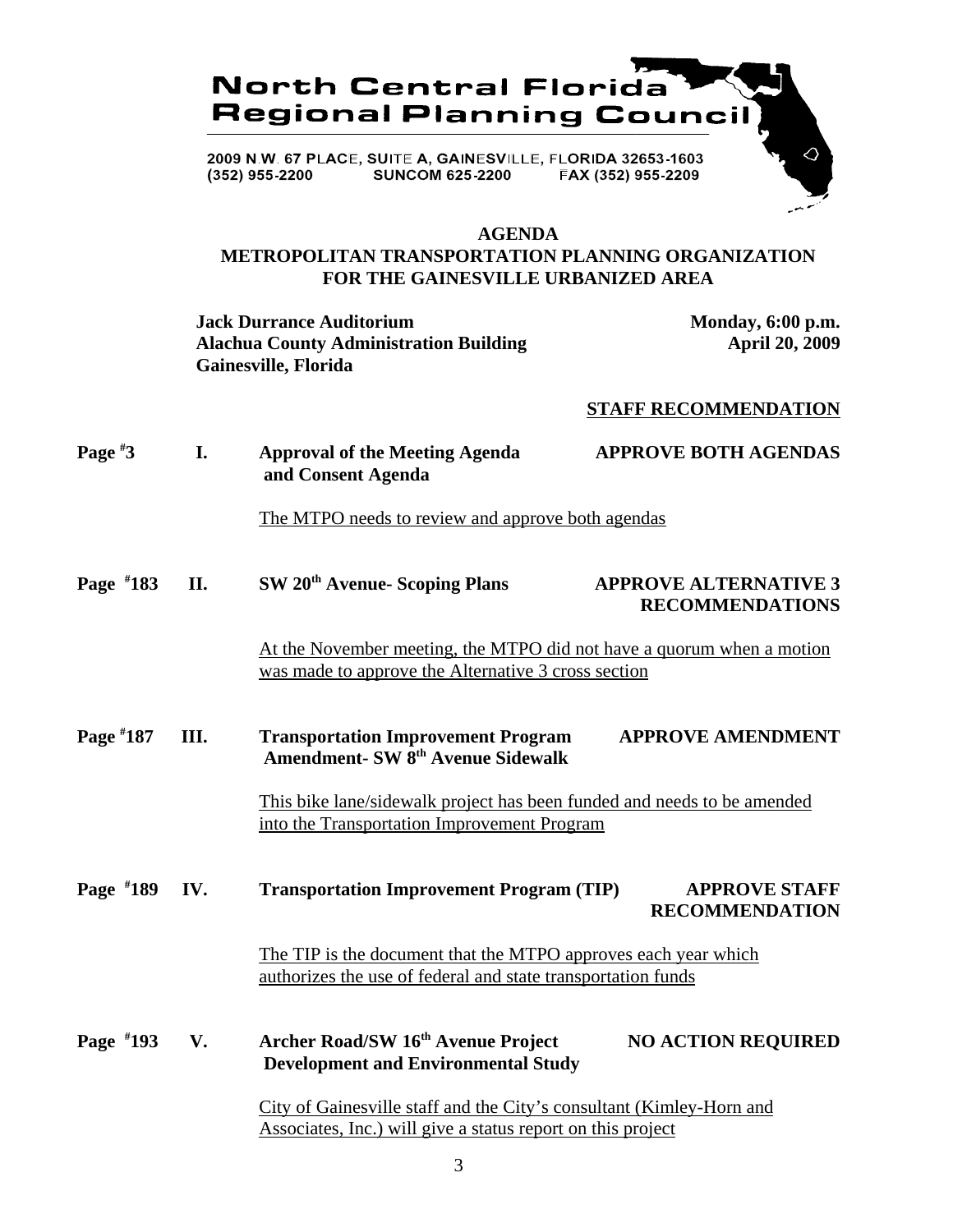**North Central Florida Regional Planning Council**

2009 N.W. 67 PLACE, SUITE A, GAINESVILLE, FLORIDA 32653-1603
(352) 955-2200 SUNCOM 625-2200 FAX (352) 955-2209

## AGENDA
## METROPOLITAN TRANSPORTATION PLANNING ORGANIZATION FOR THE GAINESVILLE URBANIZED AREA

**Jack Durrance Auditorium**
**Alachua County Administration Building**
**Gainesville, Florida**

**Monday, 6:00 p.m.**
**April 20, 2009**

**STAFF RECOMMENDATION**

**Page #3 I. Approval of the Meeting Agenda and Consent Agenda** — **APPROVE BOTH AGENDAS**

The MTPO needs to review and approve both agendas

**Page #183 II. SW 20th Avenue- Scoping Plans** — **APPROVE ALTERNATIVE 3 RECOMMENDATIONS**

At the November meeting, the MTPO did not have a quorum when a motion was made to approve the Alternative 3 cross section

**Page #187 III. Transportation Improvement Program Amendment- SW 8th Avenue Sidewalk** — **APPROVE AMENDMENT**

This bike lane/sidewalk project has been funded and needs to be amended into the Transportation Improvement Program

**Page #189 IV. Transportation Improvement Program (TIP)** — **APPROVE STAFF RECOMMENDATION**

The TIP is the document that the MTPO approves each year which authorizes the use of federal and state transportation funds

**Page #193 V. Archer Road/SW 16th Avenue Project Development and Environmental Study** — **NO ACTION REQUIRED**

City of Gainesville staff and the City's consultant (Kimley-Horn and Associates, Inc.) will give a status report on this project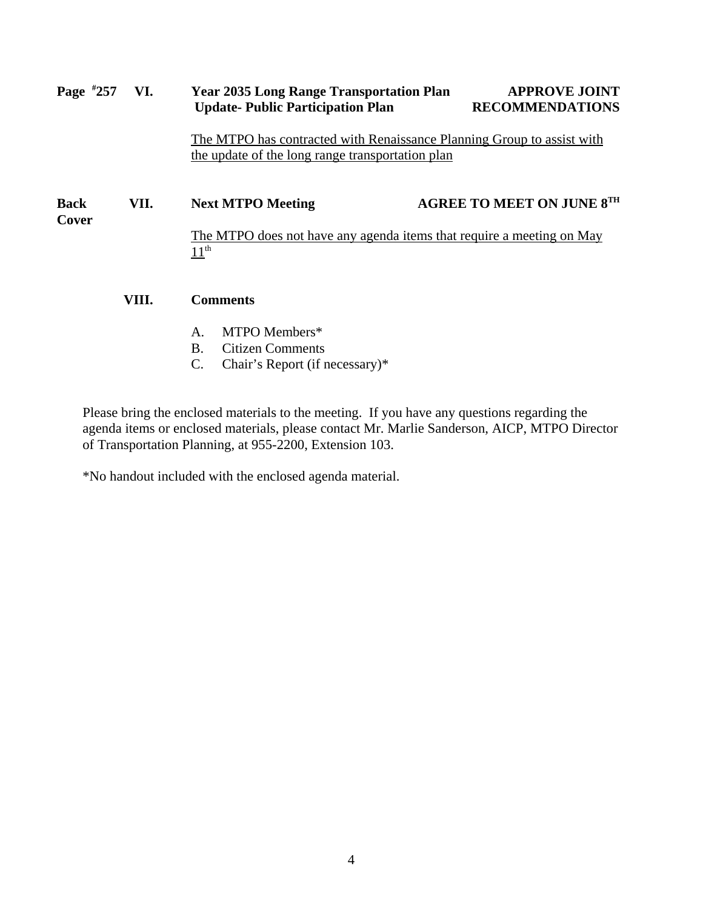**Page #257 VI. Year 2035 Long Range Transportation Plan Update- Public Participation Plan — APPROVE JOINT RECOMMENDATIONS**

The MTPO has contracted with Renaissance Planning Group to assist with the update of the long range transportation plan

**Back Cover VII. Next MTPO Meeting — AGREE TO MEET ON JUNE 8TH**

The MTPO does not have any agenda items that require a meeting on May 11th

**VIII. Comments**

A. MTPO Members*
B. Citizen Comments
C. Chair's Report (if necessary)*

Please bring the enclosed materials to the meeting. If you have any questions regarding the agenda items or enclosed materials, please contact Mr. Marlie Sanderson, AICP, MTPO Director of Transportation Planning, at 955-2200, Extension 103.

*No handout included with the enclosed agenda material.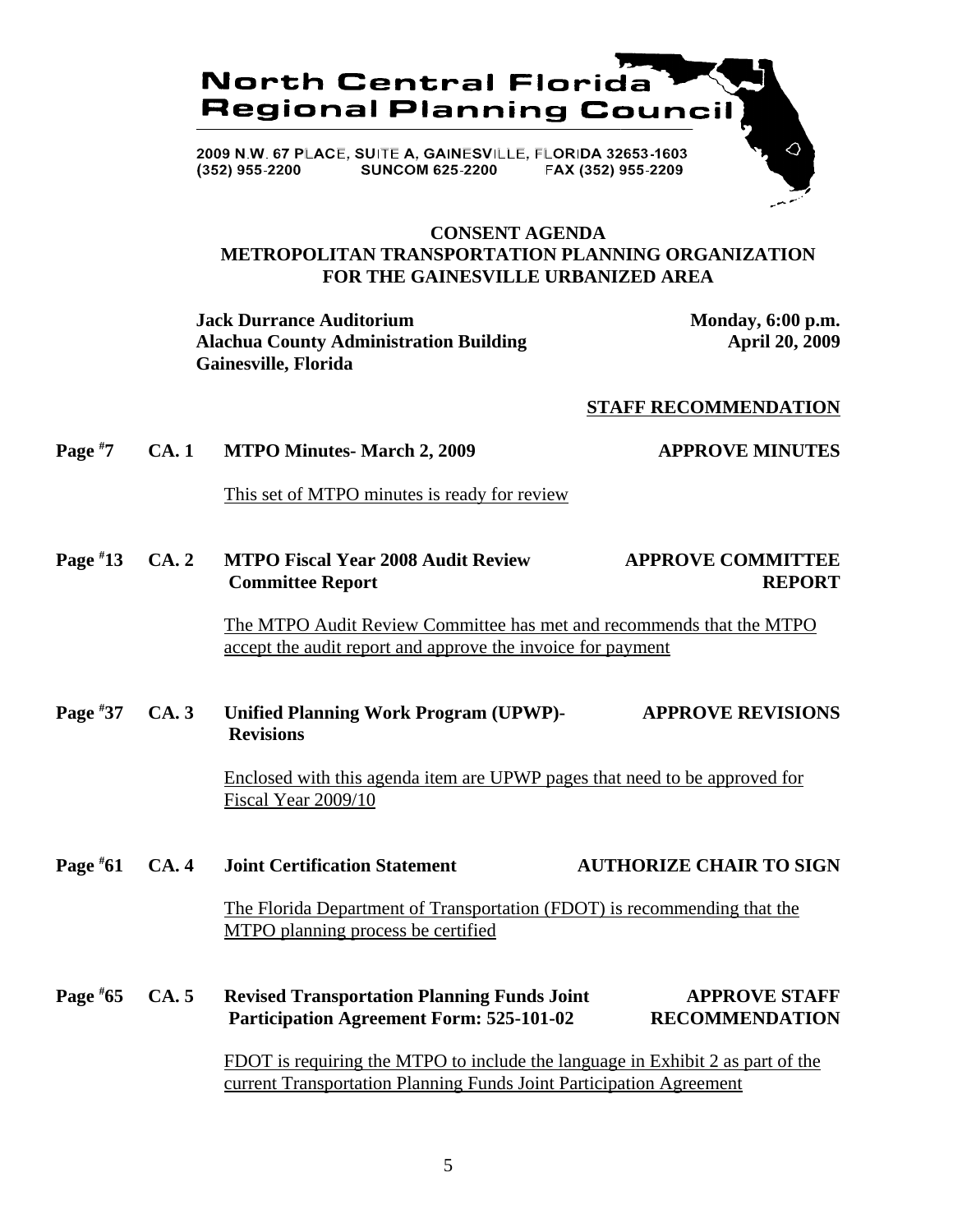**North Central Florida Regional Planning Council**

2009 N.W. 67 PLACE, SUITE A, GAINESVILLE, FLORIDA 32653-1603
(352) 955-2200 SUNCOM 625-2200 FAX (352) 955-2209

# CONSENT AGENDA
## METROPOLITAN TRANSPORTATION PLANNING ORGANIZATION FOR THE GAINESVILLE URBANIZED AREA

**Jack Durrance Auditorium**
**Alachua County Administration Building**
**Gainesville, Florida**

**Monday, 6:00 p.m.**
**April 20, 2009**

**STAFF RECOMMENDATION**

**Page #7 CA. 1 MTPO Minutes- March 2, 2009** — **APPROVE MINUTES**

This set of MTPO minutes is ready for review

**Page #13 CA. 2 MTPO Fiscal Year 2008 Audit Review Committee Report** — **APPROVE COMMITTEE REPORT**

The MTPO Audit Review Committee has met and recommends that the MTPO accept the audit report and approve the invoice for payment

**Page #37 CA. 3 Unified Planning Work Program (UPWP)- Revisions** — **APPROVE REVISIONS**

Enclosed with this agenda item are UPWP pages that need to be approved for Fiscal Year 2009/10

**Page #61 CA. 4 Joint Certification Statement** — **AUTHORIZE CHAIR TO SIGN**

The Florida Department of Transportation (FDOT) is recommending that the MTPO planning process be certified

**Page #65 CA. 5 Revised Transportation Planning Funds Joint Participation Agreement Form: 525-101-02** — **APPROVE STAFF RECOMMENDATION**

FDOT is requiring the MTPO to include the language in Exhibit 2 as part of the current Transportation Planning Funds Joint Participation Agreement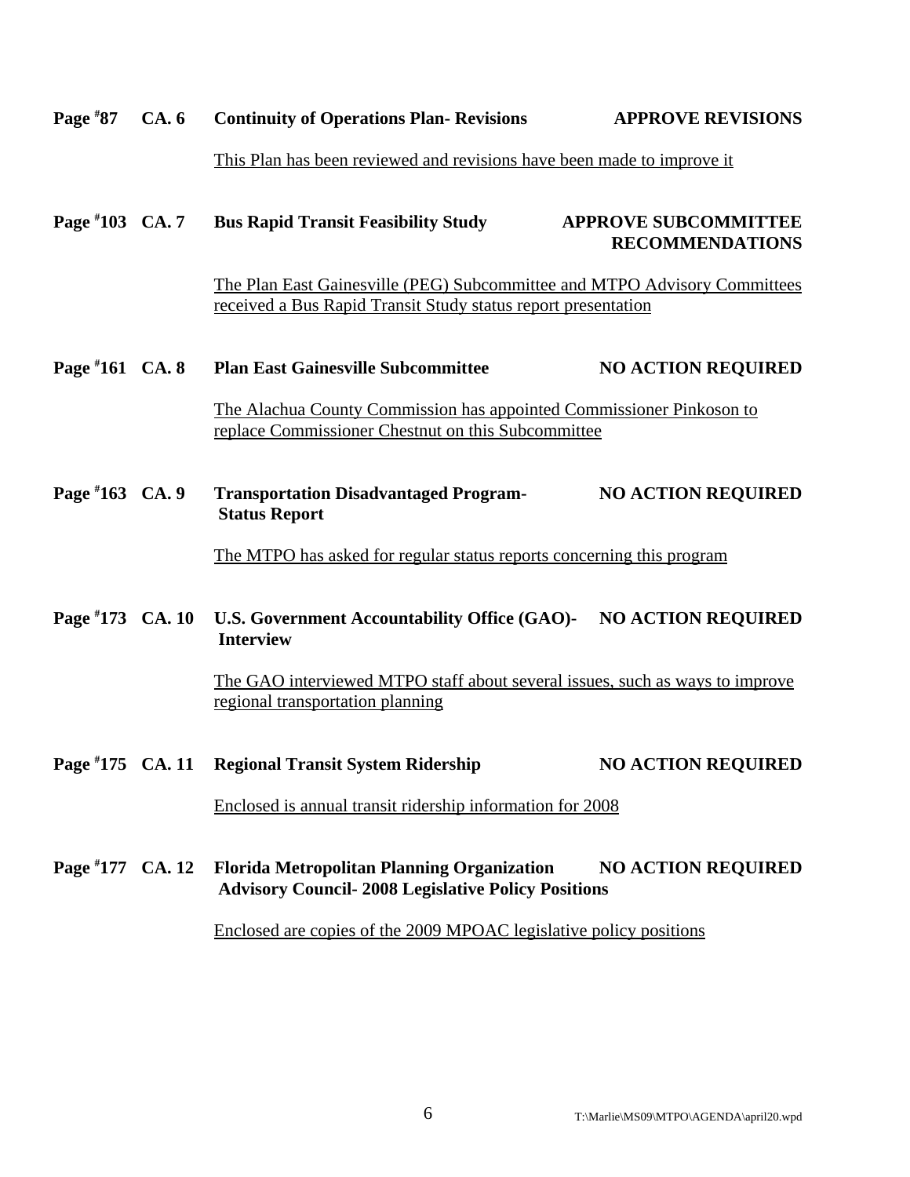**Page #87 CA. 6 Continuity of Operations Plan- Revisions APPROVE REVISIONS**

This Plan has been reviewed and revisions have been made to improve it

**Page #103 CA. 7 Bus Rapid Transit Feasibility Study APPROVE SUBCOMMITTEE RECOMMENDATIONS**

The Plan East Gainesville (PEG) Subcommittee and MTPO Advisory Committees received a Bus Rapid Transit Study status report presentation

**Page #161 CA. 8 Plan East Gainesville Subcommittee NO ACTION REQUIRED**

The Alachua County Commission has appointed Commissioner Pinkoson to replace Commissioner Chestnut on this Subcommittee

**Page #163 CA. 9 Transportation Disadvantaged Program- Status Report NO ACTION REQUIRED**

The MTPO has asked for regular status reports concerning this program

**Page #173 CA. 10 U.S. Government Accountability Office (GAO)- Interview NO ACTION REQUIRED**

The GAO interviewed MTPO staff about several issues, such as ways to improve regional transportation planning

**Page #175 CA. 11 Regional Transit System Ridership NO ACTION REQUIRED**

Enclosed is annual transit ridership information for 2008

**Page #177 CA. 12 Florida Metropolitan Planning Organization Advisory Council- 2008 Legislative Policy Positions NO ACTION REQUIRED**

Enclosed are copies of the 2009 MPOAC legislative policy positions

T:\Marlie\MS09\MTPO\AGENDA\april20.wpd